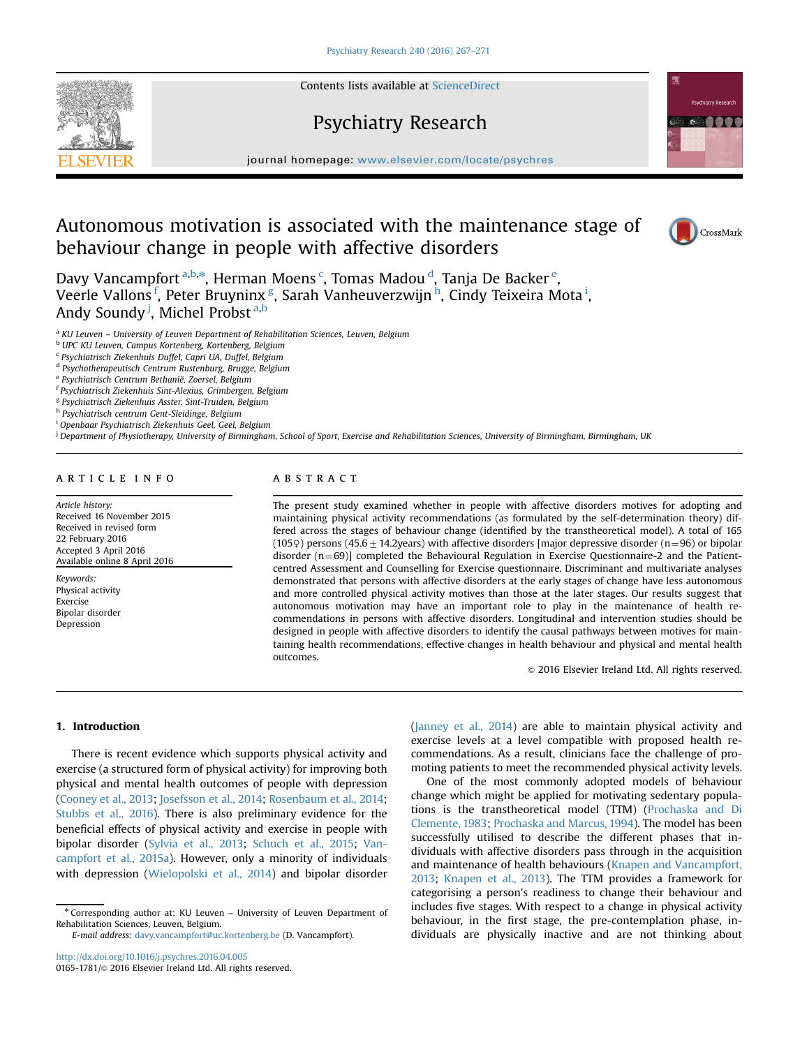Contents lists available at ScienceDirect

# Psychiatry Research

journal homepage: www.elsevier.com/locate/psychres

# Autonomous motivation is associated with the maintenance stage of behaviour change in people with affective disorders

Davy Vancampfort [a,b,*], Herman Moens [c], Tomas Madou [d], Tanja De Backer [e], Veerle Vallons [f], Peter Bruyninx [g], Sarah Vanheuverzwijn [h], Cindy Teixeira Mota [i], Andy Soundy [j], Michel Probst [a,b]

[a] KU Leuven – University of Leuven Department of Rehabilitation Sciences, Leuven, Belgium
[b] UPC KU Leuven, Campus Kortenberg, Kortenberg, Belgium
[c] Psychiatrisch Ziekenhuis Duffel, Capri UA, Duffel, Belgium
[d] Psychotherapeutisch Centrum Rustenburg, Brugge, Belgium
[e] Psychiatrisch Centrum Bethanië, Zoersel, Belgium
[f] Psychiatrisch Ziekenhuis Sint-Alexius, Grimbergen, Belgium
[g] Psychiatrisch Ziekenhuis Asster, Sint-Truiden, Belgium
[h] Psychiatrisch centrum Gent-Sleidinge, Belgium
[i] Openbaar Psychiatrisch Ziekenhuis Geel, Geel, Belgium
[j] Department of Physiotherapy, University of Birmingham, School of Sport, Exercise and Rehabilitation Sciences, University of Birmingham, Birmingham, UK

## ARTICLE INFO

*Article history:*
Received 16 November 2015
Received in revised form 22 February 2016
Accepted 3 April 2016
Available online 8 April 2016

*Keywords:*
Physical activity
Exercise
Bipolar disorder
Depression

## ABSTRACT

The present study examined whether in people with affective disorders motives for adopting and maintaining physical activity recommendations (as formulated by the self-determination theory) differed across the stages of behaviour change (identified by the transtheoretical model). A total of 165 (105♀) persons (45.6 ± 14.2years) with affective disorders [major depressive disorder (n=96) or bipolar disorder (n=69)] completed the Behavioural Regulation in Exercise Questionnaire-2 and the Patient-centred Assessment and Counselling for Exercise questionnaire. Discriminant and multivariate analyses demonstrated that persons with affective disorders at the early stages of change have less autonomous and more controlled physical activity motives than those at the later stages. Our results suggest that autonomous motivation may have an important role to play in the maintenance of health recommendations in persons with affective disorders. Longitudinal and intervention studies should be designed in people with affective disorders to identify the causal pathways between motives for maintaining health recommendations, effective changes in health behaviour and physical and mental health outcomes.

© 2016 Elsevier Ireland Ltd. All rights reserved.

## 1. Introduction

There is recent evidence which supports physical activity and exercise (a structured form of physical activity) for improving both physical and mental health outcomes of people with depression (Cooney et al., 2013; Josefsson et al., 2014; Rosenbaum et al., 2014; Stubbs et al., 2016). There is also preliminary evidence for the beneficial effects of physical activity and exercise in people with bipolar disorder (Sylvia et al., 2013; Schuch et al., 2015; Vancampfort et al., 2015a). However, only a minority of individuals with depression (Wielopolski et al., 2014) and bipolar disorder (Janney et al., 2014) are able to maintain physical activity and exercise levels at a level compatible with proposed health recommendations. As a result, clinicians face the challenge of promoting patients to meet the recommended physical activity levels.

One of the most commonly adopted models of behaviour change which might be applied for motivating sedentary populations is the transtheoretical model (TTM) (Prochaska and Di Clemente, 1983; Prochaska and Marcus, 1994). The model has been successfully utilised to describe the different phases that individuals with affective disorders pass through in the acquisition and maintenance of health behaviours (Knapen and Vancampfort, 2013; Knapen et al., 2013). The TTM provides a framework for categorising a person's readiness to change their behaviour and includes five stages. With respect to a change in physical activity behaviour, in the first stage, the pre-contemplation phase, individuals are physically inactive and are not thinking about

* Corresponding author at: KU Leuven – University of Leuven Department of Rehabilitation Sciences, Leuven, Belgium.
E-mail address: davy.vancampfort@uc.kortenberg.be (D. Vancampfort).

http://dx.doi.org/10.1016/j.psychres.2016.04.005
0165-1781/© 2016 Elsevier Ireland Ltd. All rights reserved.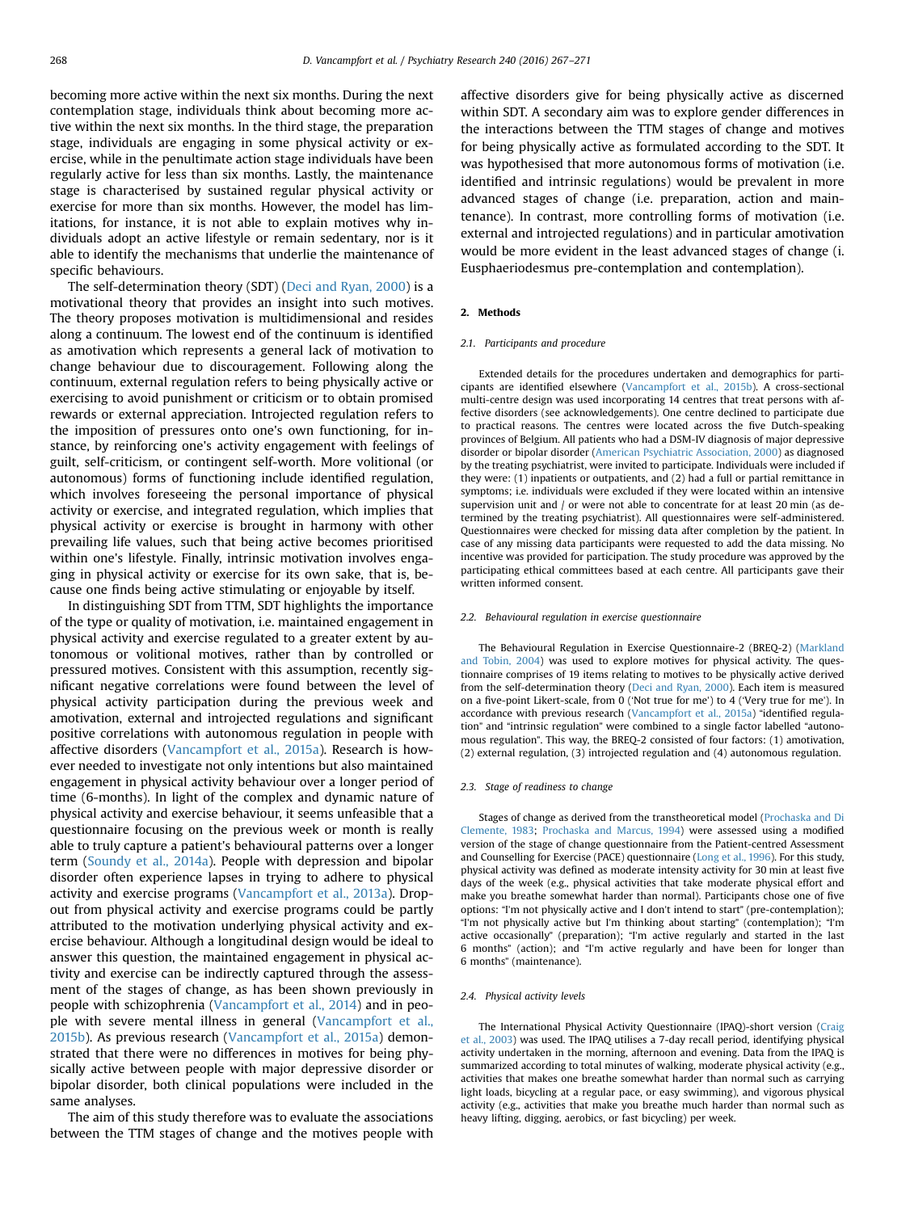becoming more active within the next six months. During the next contemplation stage, individuals think about becoming more active within the next six months. In the third stage, the preparation stage, individuals are engaging in some physical activity or exercise, while in the penultimate action stage individuals have been regularly active for less than six months. Lastly, the maintenance stage is characterised by sustained regular physical activity or exercise for more than six months. However, the model has limitations, for instance, it is not able to explain motives why individuals adopt an active lifestyle or remain sedentary, nor is it able to identify the mechanisms that underlie the maintenance of specific behaviours.

The self-determination theory (SDT) (Deci and Ryan, 2000) is a motivational theory that provides an insight into such motives. The theory proposes motivation is multidimensional and resides along a continuum. The lowest end of the continuum is identified as amotivation which represents a general lack of motivation to change behaviour due to discouragement. Following along the continuum, external regulation refers to being physically active or exercising to avoid punishment or criticism or to obtain promised rewards or external appreciation. Introjected regulation refers to the imposition of pressures onto one's own functioning, for instance, by reinforcing one's activity engagement with feelings of guilt, self-criticism, or contingent self-worth. More volitional (or autonomous) forms of functioning include identified regulation, which involves foreseeing the personal importance of physical activity or exercise, and integrated regulation, which implies that physical activity or exercise is brought in harmony with other prevailing life values, such that being active becomes prioritised within one's lifestyle. Finally, intrinsic motivation involves engaging in physical activity or exercise for its own sake, that is, because one finds being active stimulating or enjoyable by itself.

In distinguishing SDT from TTM, SDT highlights the importance of the type or quality of motivation, i.e. maintained engagement in physical activity and exercise regulated to a greater extent by autonomous or volitional motives, rather than by controlled or pressured motives. Consistent with this assumption, recently significant negative correlations were found between the level of physical activity participation during the previous week and amotivation, external and introjected regulations and significant positive correlations with autonomous regulation in people with affective disorders (Vancampfort et al., 2015a). Research is however needed to investigate not only intentions but also maintained engagement in physical activity behaviour over a longer period of time (6-months). In light of the complex and dynamic nature of physical activity and exercise behaviour, it seems unfeasible that a questionnaire focusing on the previous week or month is really able to truly capture a patient's behavioural patterns over a longer term (Soundy et al., 2014a). People with depression and bipolar disorder often experience lapses in trying to adhere to physical activity and exercise programs (Vancampfort et al., 2013a). Dropout from physical activity and exercise programs could be partly attributed to the motivation underlying physical activity and exercise behaviour. Although a longitudinal design would be ideal to answer this question, the maintained engagement in physical activity and exercise can be indirectly captured through the assessment of the stages of change, as has been shown previously in people with schizophrenia (Vancampfort et al., 2014) and in people with severe mental illness in general (Vancampfort et al., 2015b). As previous research (Vancampfort et al., 2015a) demonstrated that there were no differences in motives for being physically active between people with major depressive disorder or bipolar disorder, both clinical populations were included in the same analyses.

The aim of this study therefore was to evaluate the associations between the TTM stages of change and the motives people with affective disorders give for being physically active as discerned within SDT. A secondary aim was to explore gender differences in the interactions between the TTM stages of change and motives for being physically active as formulated according to the SDT. It was hypothesised that more autonomous forms of motivation (i.e. identified and intrinsic regulations) would be prevalent in more advanced stages of change (i.e. preparation, action and maintenance). In contrast, more controlling forms of motivation (i.e. external and introjected regulations) and in particular amotivation would be more evident in the least advanced stages of change (i. Eusphaeriodesmus pre-contemplation and contemplation).

## 2. Methods

### 2.1. Participants and procedure

Extended details for the procedures undertaken and demographics for participants are identified elsewhere (Vancampfort et al., 2015b). A cross-sectional multi-centre design was used incorporating 14 centres that treat persons with affective disorders (see acknowledgements). One centre declined to participate due to practical reasons. The centres were located across the five Dutch-speaking provinces of Belgium. All patients who had a DSM-IV diagnosis of major depressive disorder or bipolar disorder (American Psychiatric Association, 2000) as diagnosed by the treating psychiatrist, were invited to participate. Individuals were included if they were: (1) inpatients or outpatients, and (2) had a full or partial remittance in symptoms; i.e. individuals were excluded if they were located within an intensive supervision unit and / or were not able to concentrate for at least 20 min (as determined by the treating psychiatrist). All questionnaires were self-administered. Questionnaires were checked for missing data after completion by the patient. In case of any missing data participants were requested to add the data missing. No incentive was provided for participation. The study procedure was approved by the participating ethical committees based at each centre. All participants gave their written informed consent.

### 2.2. Behavioural regulation in exercise questionnaire

The Behavioural Regulation in Exercise Questionnaire-2 (BREQ-2) (Markland and Tobin, 2004) was used to explore motives for physical activity. The questionnaire comprises of 19 items relating to motives to be physically active derived from the self-determination theory (Deci and Ryan, 2000). Each item is measured on a five-point Likert-scale, from 0 ('Not true for me') to 4 ('Very true for me'). In accordance with previous research (Vancampfort et al., 2015a) "identified regulation" and "intrinsic regulation" were combined to a single factor labelled "autonomous regulation". This way, the BREQ-2 consisted of four factors: (1) amotivation, (2) external regulation, (3) introjected regulation and (4) autonomous regulation.

### 2.3. Stage of readiness to change

Stages of change as derived from the transtheoretical model (Prochaska and Di Clemente, 1983; Prochaska and Marcus, 1994) were assessed using a modified version of the stage of change questionnaire from the Patient-centred Assessment and Counselling for Exercise (PACE) questionnaire (Long et al., 1996). For this study, physical activity was defined as moderate intensity activity for 30 min at least five days of the week (e.g., physical activities that take moderate physical effort and make you breathe somewhat harder than normal). Participants chose one of five options: "I'm not physically active and I don't intend to start" (pre-contemplation); "I'm not physically active but I'm thinking about starting" (contemplation); "I'm active occasionally" (preparation); "I'm active regularly and started in the last 6 months" (action); and "I'm active regularly and have been for longer than 6 months" (maintenance).

### 2.4. Physical activity levels

The International Physical Activity Questionnaire (IPAQ)-short version (Craig et al., 2003) was used. The IPAQ utilises a 7-day recall period, identifying physical activity undertaken in the morning, afternoon and evening. Data from the IPAQ is summarized according to total minutes of walking, moderate physical activity (e.g., activities that makes one breathe somewhat harder than normal such as carrying light loads, bicycling at a regular pace, or easy swimming), and vigorous physical activity (e.g., activities that make you breathe much harder than normal such as heavy lifting, digging, aerobics, or fast bicycling) per week.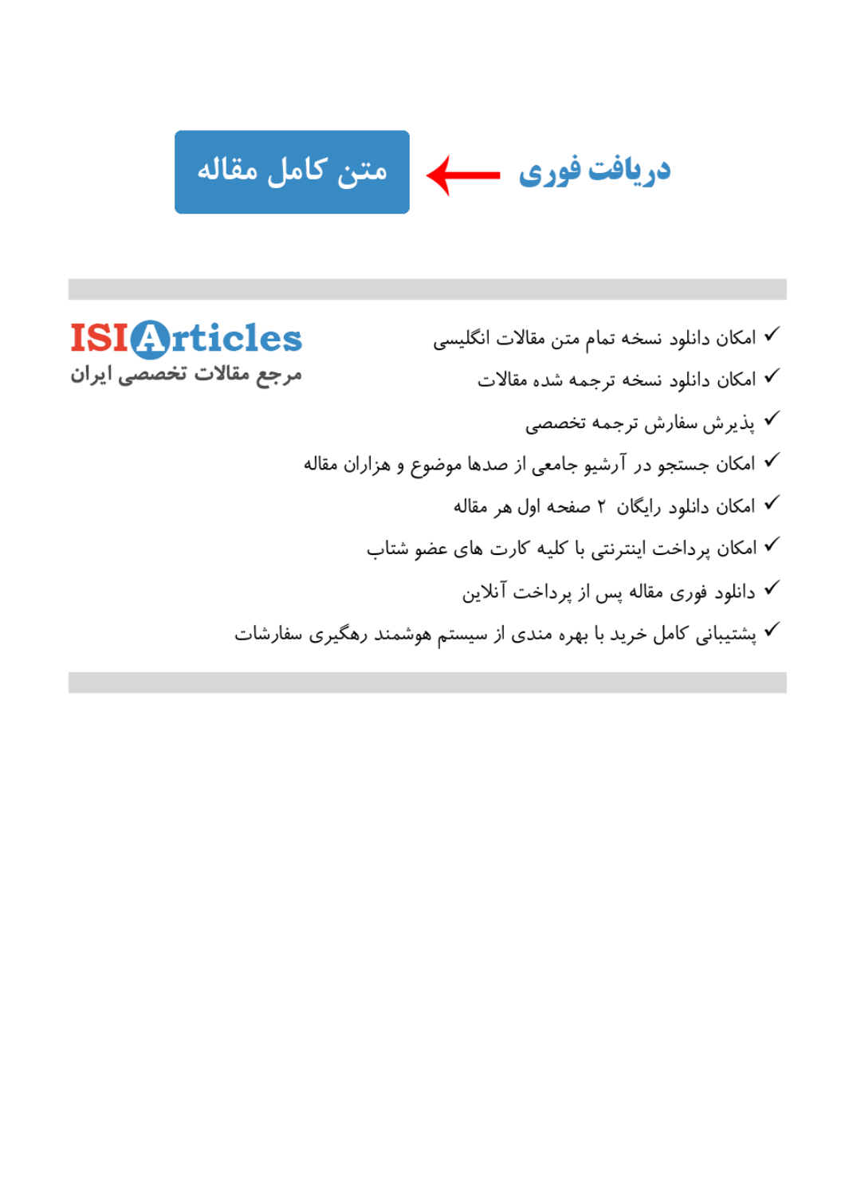دریافت فوری ← متن کامل مقاله

**ISIArticles**
مرجع مقالات تخصصی ایران

- ✓ امکان دانلود نسخه تمام متن مقالات انگلیسی
- ✓ امکان دانلود نسخه ترجمه شده مقالات
- ✓ پذیرش سفارش ترجمه تخصصی
- ✓ امکان جستجو در آرشیو جامعی از صدها موضوع و هزاران مقاله
- ✓ امکان دانلود رایگان ۲ صفحه اول هر مقاله
- ✓ امکان پرداخت اینترنتی با کلیه کارت های عضو شتاب
- ✓ دانلود فوری مقاله پس از پرداخت آنلاین
- ✓ پشتیبانی کامل خرید با بهره مندی از سیستم هوشمند رهگیری سفارشات